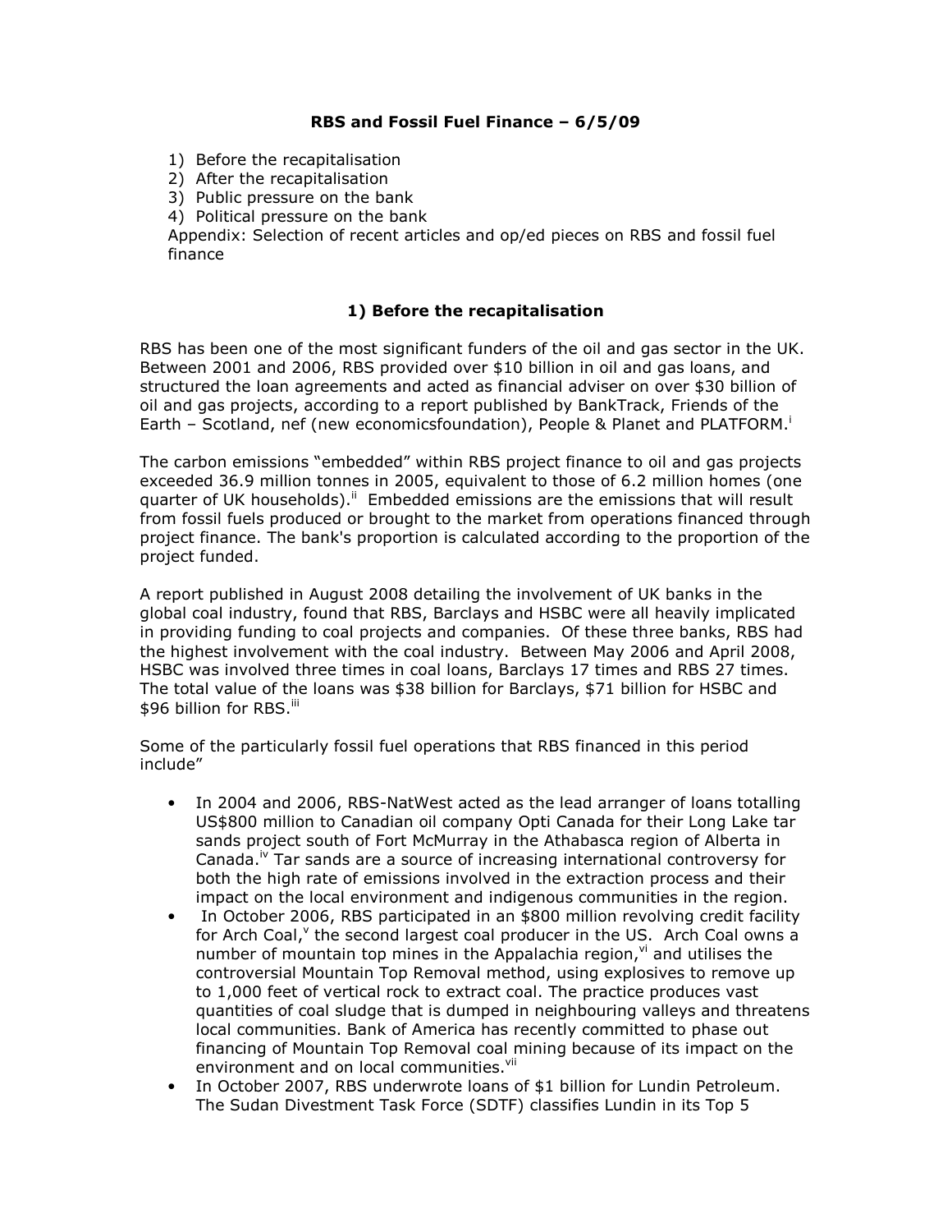# RBS and Fossil Fuel Finance – 6/5/09

1) Before the recapitalisation
2) After the recapitalisation
3) Public pressure on the bank
4) Political pressure on the bank

Appendix: Selection of recent articles and op/ed pieces on RBS and fossil fuel finance

## 1) Before the recapitalisation

RBS has been one of the most significant funders of the oil and gas sector in the UK. Between 2001 and 2006, RBS provided over $10 billion in oil and gas loans, and structured the loan agreements and acted as financial adviser on over $30 billion of oil and gas projects, according to a report published by BankTrack, Friends of the Earth – Scotland, nef (new economicsfoundation), People & Planet and PLATFORM.[i]

The carbon emissions "embedded" within RBS project finance to oil and gas projects exceeded 36.9 million tonnes in 2005, equivalent to those of 6.2 million homes (one quarter of UK households).[ii] Embedded emissions are the emissions that will result from fossil fuels produced or brought to the market from operations financed through project finance. The bank's proportion is calculated according to the proportion of the project funded.

A report published in August 2008 detailing the involvement of UK banks in the global coal industry, found that RBS, Barclays and HSBC were all heavily implicated in providing funding to coal projects and companies. Of these three banks, RBS had the highest involvement with the coal industry. Between May 2006 and April 2008, HSBC was involved three times in coal loans, Barclays 17 times and RBS 27 times. The total value of the loans was $38 billion for Barclays, $71 billion for HSBC and $96 billion for RBS.[iii]

Some of the particularly fossil fuel operations that RBS financed in this period include"

- In 2004 and 2006, RBS-NatWest acted as the lead arranger of loans totalling US$800 million to Canadian oil company Opti Canada for their Long Lake tar sands project south of Fort McMurray in the Athabasca region of Alberta in Canada.[iv] Tar sands are a source of increasing international controversy for both the high rate of emissions involved in the extraction process and their impact on the local environment and indigenous communities in the region.
- In October 2006, RBS participated in an $800 million revolving credit facility for Arch Coal,[v] the second largest coal producer in the US. Arch Coal owns a number of mountain top mines in the Appalachia region,[vi] and utilises the controversial Mountain Top Removal method, using explosives to remove up to 1,000 feet of vertical rock to extract coal. The practice produces vast quantities of coal sludge that is dumped in neighbouring valleys and threatens local communities. Bank of America has recently committed to phase out financing of Mountain Top Removal coal mining because of its impact on the environment and on local communities.[vii]
- In October 2007, RBS underwrote loans of $1 billion for Lundin Petroleum. The Sudan Divestment Task Force (SDTF) classifies Lundin in its Top 5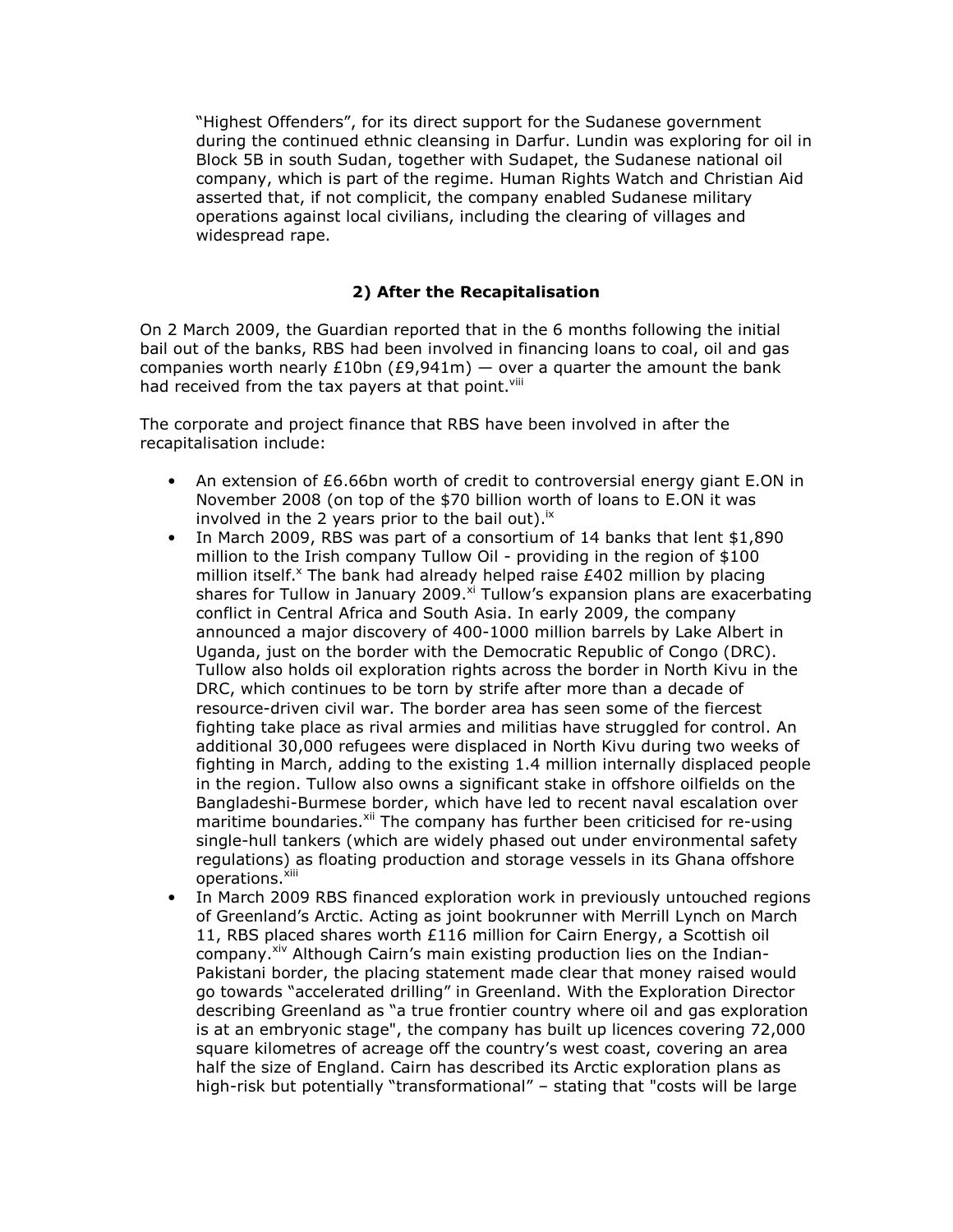"Highest Offenders", for its direct support for the Sudanese government during the continued ethnic cleansing in Darfur. Lundin was exploring for oil in Block 5B in south Sudan, together with Sudapet, the Sudanese national oil company, which is part of the regime. Human Rights Watch and Christian Aid asserted that, if not complicit, the company enabled Sudanese military operations against local civilians, including the clearing of villages and widespread rape.

## 2) After the Recapitalisation

On 2 March 2009, the Guardian reported that in the 6 months following the initial bail out of the banks, RBS had been involved in financing loans to coal, oil and gas companies worth nearly £10bn (£9,941m) — over a quarter the amount the bank had received from the tax payers at that point.[viii]

The corporate and project finance that RBS have been involved in after the recapitalisation include:

- An extension of £6.66bn worth of credit to controversial energy giant E.ON in November 2008 (on top of the $70 billion worth of loans to E.ON it was involved in the 2 years prior to the bail out).[ix]
- In March 2009, RBS was part of a consortium of 14 banks that lent $1,890 million to the Irish company Tullow Oil - providing in the region of $100 million itself.[x] The bank had already helped raise £402 million by placing shares for Tullow in January 2009.[xi] Tullow's expansion plans are exacerbating conflict in Central Africa and South Asia. In early 2009, the company announced a major discovery of 400-1000 million barrels by Lake Albert in Uganda, just on the border with the Democratic Republic of Congo (DRC). Tullow also holds oil exploration rights across the border in North Kivu in the DRC, which continues to be torn by strife after more than a decade of resource-driven civil war. The border area has seen some of the fiercest fighting take place as rival armies and militias have struggled for control. An additional 30,000 refugees were displaced in North Kivu during two weeks of fighting in March, adding to the existing 1.4 million internally displaced people in the region. Tullow also owns a significant stake in offshore oilfields on the Bangladeshi-Burmese border, which have led to recent naval escalation over maritime boundaries.[xii] The company has further been criticised for re-using single-hull tankers (which are widely phased out under environmental safety regulations) as floating production and storage vessels in its Ghana offshore operations.[xiii]
- In March 2009 RBS financed exploration work in previously untouched regions of Greenland's Arctic. Acting as joint bookrunner with Merrill Lynch on March 11, RBS placed shares worth £116 million for Cairn Energy, a Scottish oil company.[xiv] Although Cairn's main existing production lies on the Indian-Pakistani border, the placing statement made clear that money raised would go towards "accelerated drilling" in Greenland. With the Exploration Director describing Greenland as "a true frontier country where oil and gas exploration is at an embryonic stage", the company has built up licences covering 72,000 square kilometres of acreage off the country's west coast, covering an area half the size of England. Cairn has described its Arctic exploration plans as high-risk but potentially "transformational" – stating that "costs will be large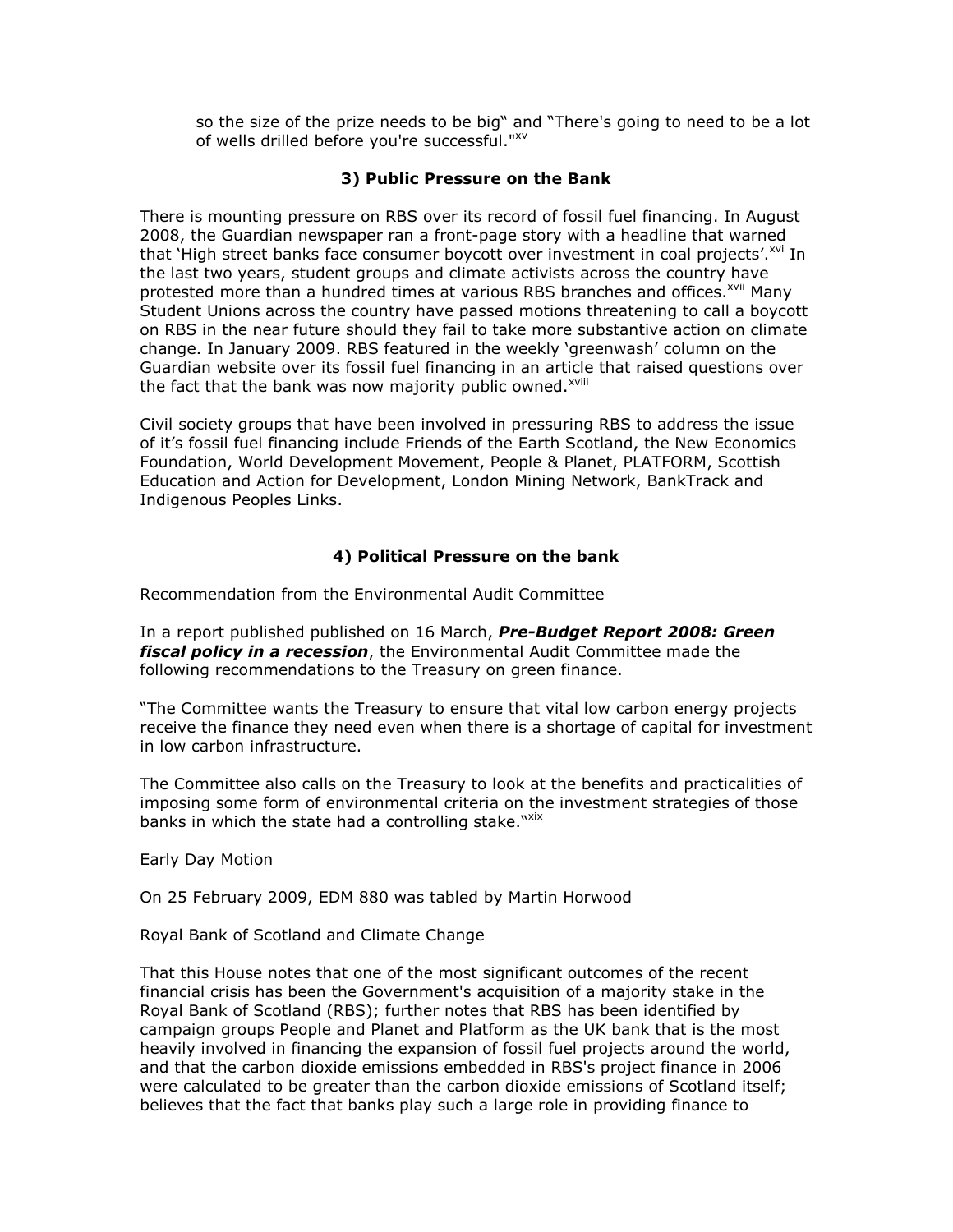so the size of the prize needs to be big" and "There's going to need to be a lot of wells drilled before you're successful."[xv]

### 3) Public Pressure on the Bank

There is mounting pressure on RBS over its record of fossil fuel financing. In August 2008, the Guardian newspaper ran a front-page story with a headline that warned that 'High street banks face consumer boycott over investment in coal projects'.[xvi] In the last two years, student groups and climate activists across the country have protested more than a hundred times at various RBS branches and offices.[xvii] Many Student Unions across the country have passed motions threatening to call a boycott on RBS in the near future should they fail to take more substantive action on climate change. In January 2009. RBS featured in the weekly 'greenwash' column on the Guardian website over its fossil fuel financing in an article that raised questions over the fact that the bank was now majority public owned.[xviii]

Civil society groups that have been involved in pressuring RBS to address the issue of it's fossil fuel financing include Friends of the Earth Scotland, the New Economics Foundation, World Development Movement, People & Planet, PLATFORM, Scottish Education and Action for Development, London Mining Network, BankTrack and Indigenous Peoples Links.

### 4) Political Pressure on the bank

Recommendation from the Environmental Audit Committee

In a report published published on 16 March, ***Pre-Budget Report 2008: Green fiscal policy in a recession***, the Environmental Audit Committee made the following recommendations to the Treasury on green finance.

"The Committee wants the Treasury to ensure that vital low carbon energy projects receive the finance they need even when there is a shortage of capital for investment in low carbon infrastructure.

The Committee also calls on the Treasury to look at the benefits and practicalities of imposing some form of environmental criteria on the investment strategies of those banks in which the state had a controlling stake."[xix]

Early Day Motion

On 25 February 2009, EDM 880 was tabled by Martin Horwood

Royal Bank of Scotland and Climate Change

That this House notes that one of the most significant outcomes of the recent financial crisis has been the Government's acquisition of a majority stake in the Royal Bank of Scotland (RBS); further notes that RBS has been identified by campaign groups People and Planet and Platform as the UK bank that is the most heavily involved in financing the expansion of fossil fuel projects around the world, and that the carbon dioxide emissions embedded in RBS's project finance in 2006 were calculated to be greater than the carbon dioxide emissions of Scotland itself; believes that the fact that banks play such a large role in providing finance to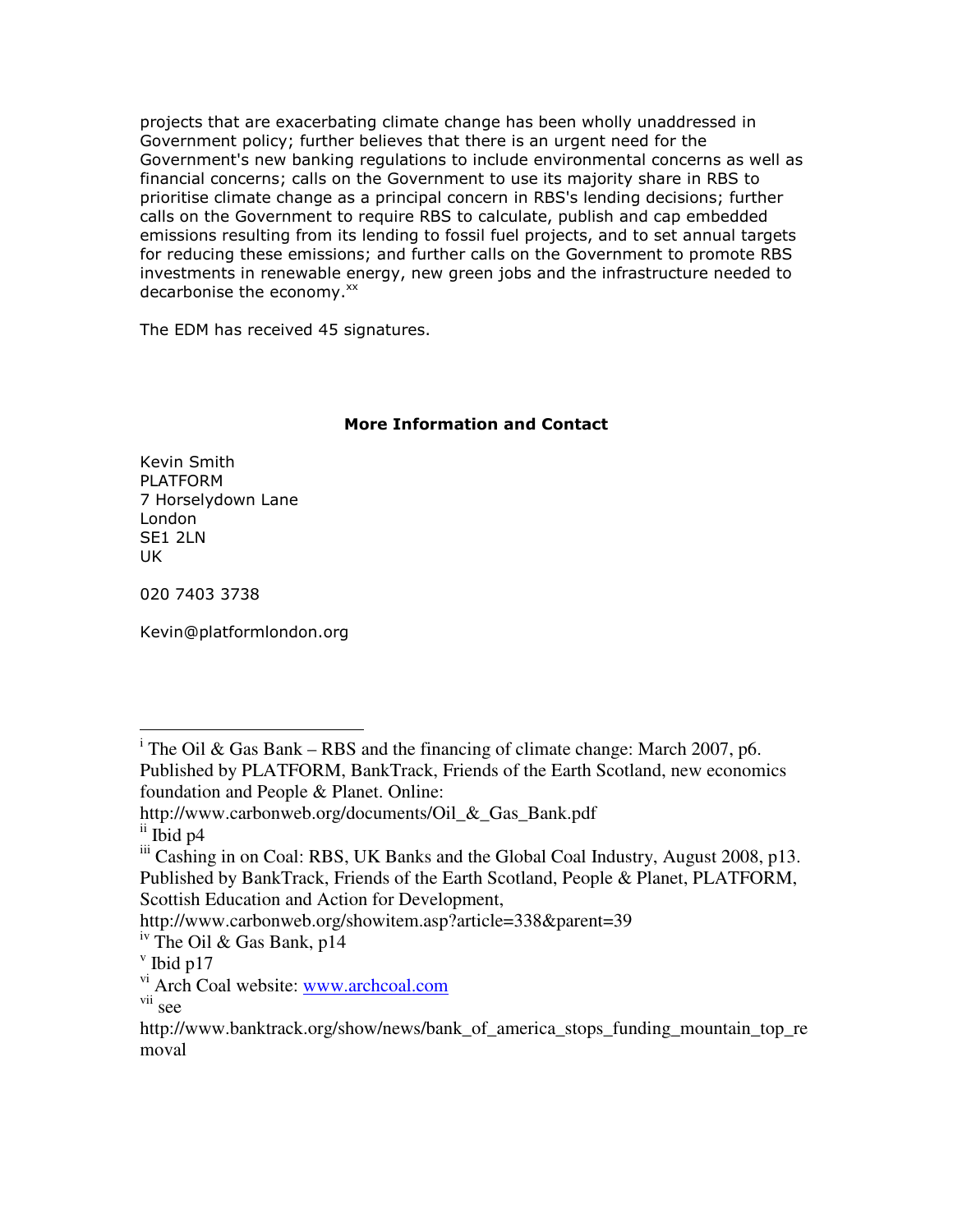projects that are exacerbating climate change has been wholly unaddressed in Government policy; further believes that there is an urgent need for the Government's new banking regulations to include environmental concerns as well as financial concerns; calls on the Government to use its majority share in RBS to prioritise climate change as a principal concern in RBS's lending decisions; further calls on the Government to require RBS to calculate, publish and cap embedded emissions resulting from its lending to fossil fuel projects, and to set annual targets for reducing these emissions; and further calls on the Government to promote RBS investments in renewable energy, new green jobs and the infrastructure needed to decarbonise the economy.[xx]

The EDM has received 45 signatures.

**More Information and Contact**

Kevin Smith
PLATFORM
7 Horselydown Lane
London
SE1 2LN
UK

020 7403 3738

Kevin@platformlondon.org

---

[i] The Oil & Gas Bank – RBS and the financing of climate change: March 2007, p6. Published by PLATFORM, BankTrack, Friends of the Earth Scotland, new economics foundation and People & Planet. Online: http://www.carbonweb.org/documents/Oil_&_Gas_Bank.pdf

[ii] Ibid p4

[iii] Cashing in on Coal: RBS, UK Banks and the Global Coal Industry, August 2008, p13. Published by BankTrack, Friends of the Earth Scotland, People & Planet, PLATFORM, Scottish Education and Action for Development, http://www.carbonweb.org/showitem.asp?article=338&parent=39

[iv] The Oil & Gas Bank, p14

[v] Ibid p17

[vi] Arch Coal website: www.archcoal.com

[vii] see http://www.banktrack.org/show/news/bank_of_america_stops_funding_mountain_top_removal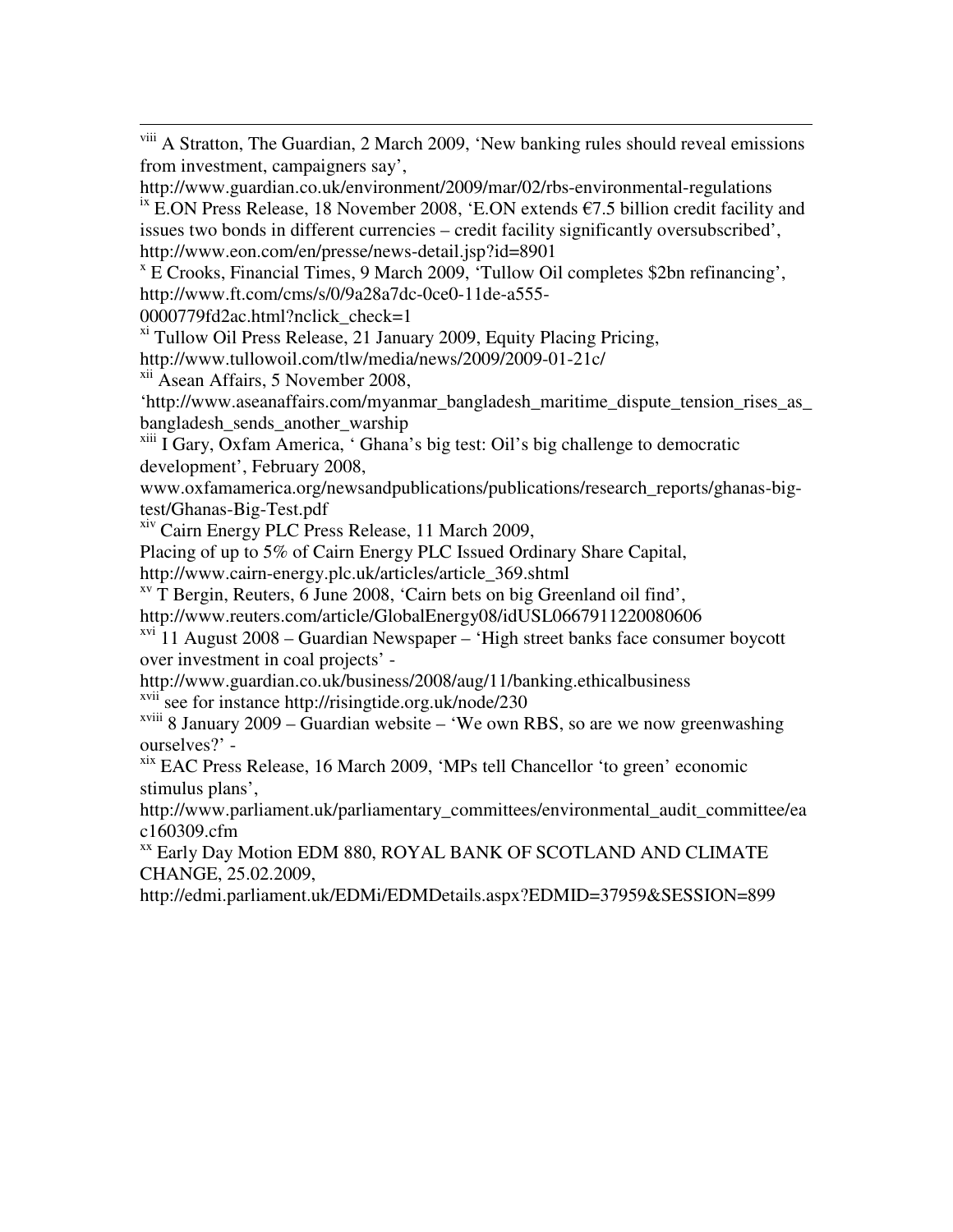[viii] A Stratton, The Guardian, 2 March 2009, 'New banking rules should reveal emissions from investment, campaigners say', http://www.guardian.co.uk/environment/2009/mar/02/rbs-environmental-regulations

[ix] E.ON Press Release, 18 November 2008, 'E.ON extends €7.5 billion credit facility and issues two bonds in different currencies – credit facility significantly oversubscribed', http://www.eon.com/en/presse/news-detail.jsp?id=8901

[x] E Crooks, Financial Times, 9 March 2009, 'Tullow Oil completes $2bn refinancing', http://www.ft.com/cms/s/0/9a28a7dc-0ce0-11de-a555-0000779fd2ac.html?nclick_check=1

[xi] Tullow Oil Press Release, 21 January 2009, Equity Placing Pricing, http://www.tullowoil.com/tlw/media/news/2009/2009-01-21c/

[xii] Asean Affairs, 5 November 2008, 'http://www.aseanaffairs.com/myanmar_bangladesh_maritime_dispute_tension_rises_as_bangladesh_sends_another_warship

[xiii] I Gary, Oxfam America, ' Ghana's big test: Oil's big challenge to democratic development', February 2008, www.oxfamamerica.org/newsandpublications/publications/research_reports/ghanas-big-test/Ghanas-Big-Test.pdf

[xiv] Cairn Energy PLC Press Release, 11 March 2009, Placing of up to 5% of Cairn Energy PLC Issued Ordinary Share Capital, http://www.cairn-energy.plc.uk/articles/article_369.shtml

[xv] T Bergin, Reuters, 6 June 2008, 'Cairn bets on big Greenland oil find', http://www.reuters.com/article/GlobalEnergy08/idUSL0667911220080606

[xvi] 11 August 2008 – Guardian Newspaper – 'High street banks face consumer boycott over investment in coal projects' - http://www.guardian.co.uk/business/2008/aug/11/banking.ethicalbusiness

[xvii] see for instance http://risingtide.org.uk/node/230

[xviii] 8 January 2009 – Guardian website – 'We own RBS, so are we now greenwashing ourselves?' -

[xix] EAC Press Release, 16 March 2009, 'MPs tell Chancellor 'to green' economic stimulus plans', http://www.parliament.uk/parliamentary_committees/environmental_audit_committee/eac160309.cfm

[xx] Early Day Motion EDM 880, ROYAL BANK OF SCOTLAND AND CLIMATE CHANGE, 25.02.2009, http://edmi.parliament.uk/EDMi/EDMDetails.aspx?EDMID=37959&SESSION=899